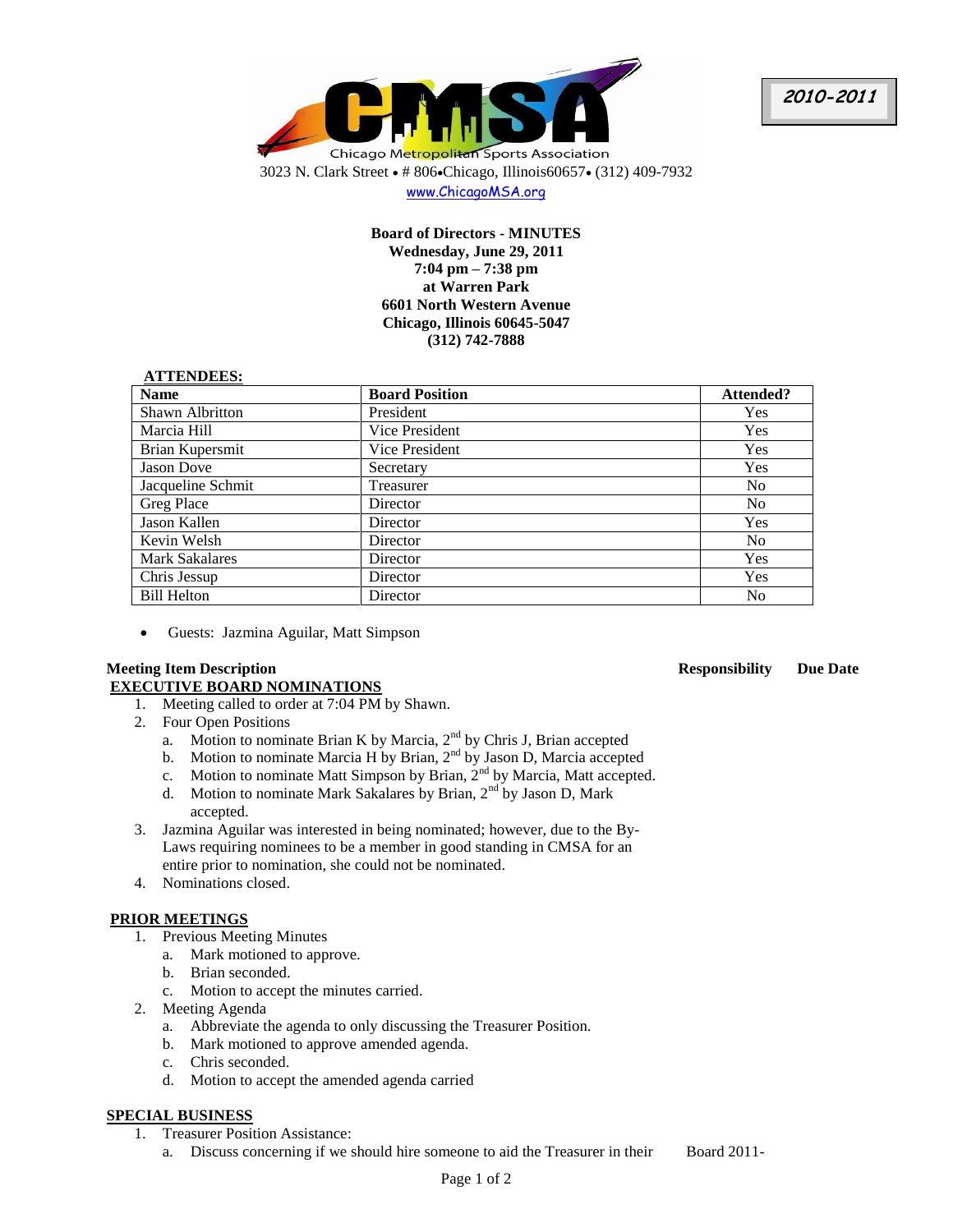**2010-2011**

Chicago Metropolitan Sports Association

3023 N. Clark Street • # 806•Chicago, Illinois60657• (312) 409-7932

www.ChicagoMSA.org

**Board of Directors - MINUTES**
**Wednesday, June 29, 2011**
**7:04 pm – 7:38 pm**
**at Warren Park**
**6601 North Western Avenue**
**Chicago, Illinois 60645-5047**
**(312) 742-7888**

**ATTENDEES:**

| Name | Board Position | Attended? |
|---|---|---|
| Shawn Albritton | President | Yes |
| Marcia Hill | Vice President | Yes |
| Brian Kupersmit | Vice President | Yes |
| Jason Dove | Secretary | Yes |
| Jacqueline Schmit | Treasurer | No |
| Greg Place | Director | No |
| Jason Kallen | Director | Yes |
| Kevin Welsh | Director | No |
| Mark Sakalares | Director | Yes |
| Chris Jessup | Director | Yes |
| Bill Helton | Director | No |

- Guests: Jazmina Aguilar, Matt Simpson

**Meeting Item Description** | **Responsibility** | **Due Date**

**EXECUTIVE BOARD NOMINATIONS**

1. Meeting called to order at 7:04 PM by Shawn.
2. Four Open Positions
   a. Motion to nominate Brian K by Marcia, 2nd by Chris J, Brian accepted
   b. Motion to nominate Marcia H by Brian, 2nd by Jason D, Marcia accepted
   c. Motion to nominate Matt Simpson by Brian, 2nd by Marcia, Matt accepted.
   d. Motion to nominate Mark Sakalares by Brian, 2nd by Jason D, Mark accepted.
3. Jazmina Aguilar was interested in being nominated; however, due to the By-Laws requiring nominees to be a member in good standing in CMSA for an entire prior to nomination, she could not be nominated.
4. Nominations closed.

**PRIOR MEETINGS**

1. Previous Meeting Minutes
   a. Mark motioned to approve.
   b. Brian seconded.
   c. Motion to accept the minutes carried.
2. Meeting Agenda
   a. Abbreviate the agenda to only discussing the Treasurer Position.
   b. Mark motioned to approve amended agenda.
   c. Chris seconded.
   d. Motion to accept the amended agenda carried

**SPECIAL BUSINESS**

1. Treasurer Position Assistance:
   a. Discuss concerning if we should hire someone to aid the Treasurer in their — Board 2011-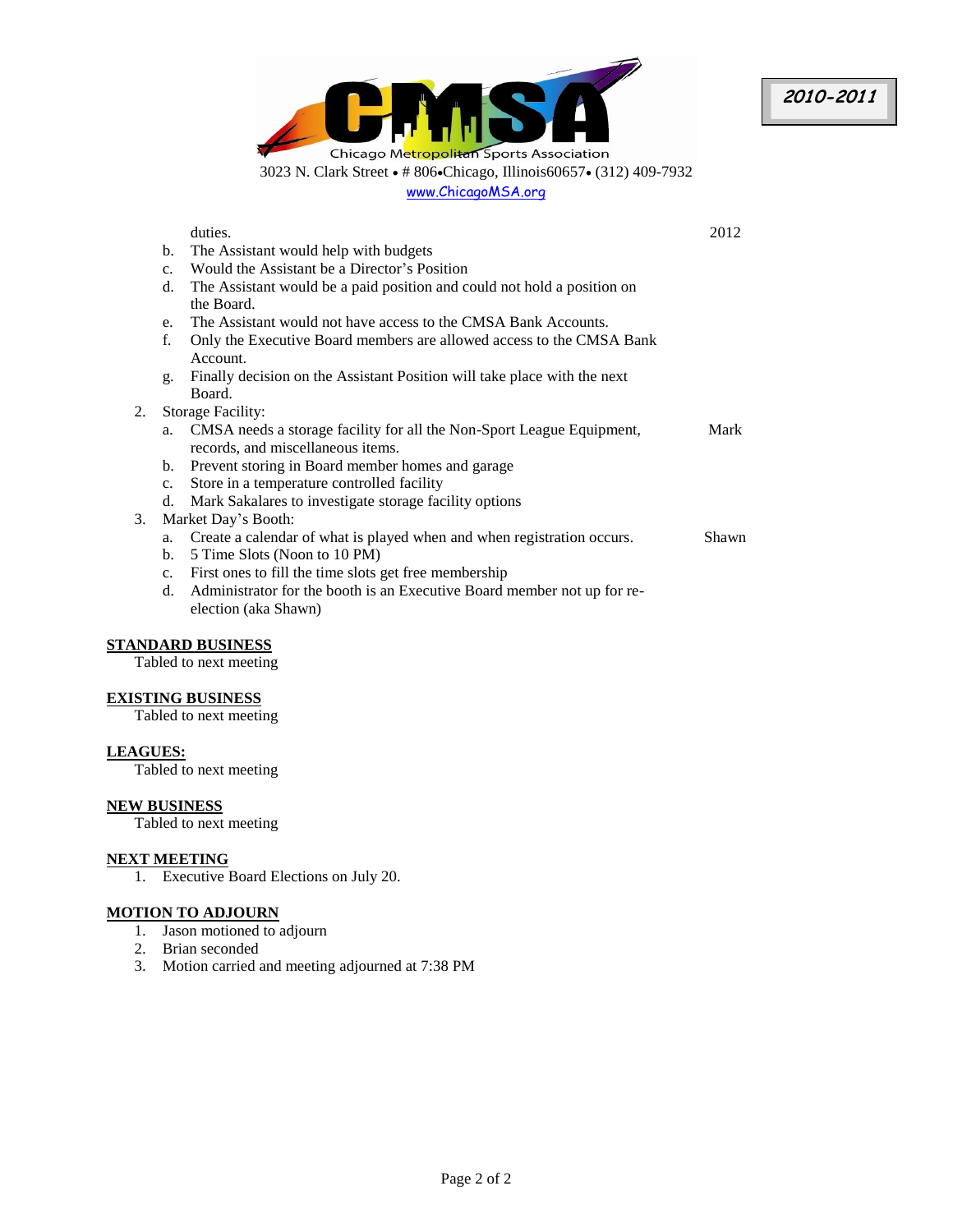**Chicago Metropolitan Sports Association**

3023 N. Clark Street • # 806•Chicago, Illinois60657• (312) 409-7932

www.ChicagoMSA.org

**2010-2011**

| | | |
|---|---|---|
| | duties. | 2012 |
| b. | The Assistant would help with budgets | |
| c. | Would the Assistant be a Director's Position | |
| d. | The Assistant would be a paid position and could not hold a position on the Board. | |
| e. | The Assistant would not have access to the CMSA Bank Accounts. | |
| f. | Only the Executive Board members are allowed access to the CMSA Bank Account. | |
| g. | Finally decision on the Assistant Position will take place with the next Board. | |

2. Storage Facility:
   a. CMSA needs a storage facility for all the Non-Sport League Equipment, records, and miscellaneous items. — Mark
   b. Prevent storing in Board member homes and garage
   c. Store in a temperature controlled facility
   d. Mark Sakalares to investigate storage facility options
3. Market Day's Booth:
   a. Create a calendar of what is played when and when registration occurs. — Shawn
   b. 5 Time Slots (Noon to 10 PM)
   c. First ones to fill the time slots get free membership
   d. Administrator for the booth is an Executive Board member not up for re-election (aka Shawn)

**STANDARD BUSINESS**

Tabled to next meeting

**EXISTING BUSINESS**

Tabled to next meeting

**LEAGUES:**

Tabled to next meeting

**NEW BUSINESS**

Tabled to next meeting

**NEXT MEETING**

1. Executive Board Elections on July 20.

**MOTION TO ADJOURN**

1. Jason motioned to adjourn
2. Brian seconded
3. Motion carried and meeting adjourned at 7:38 PM